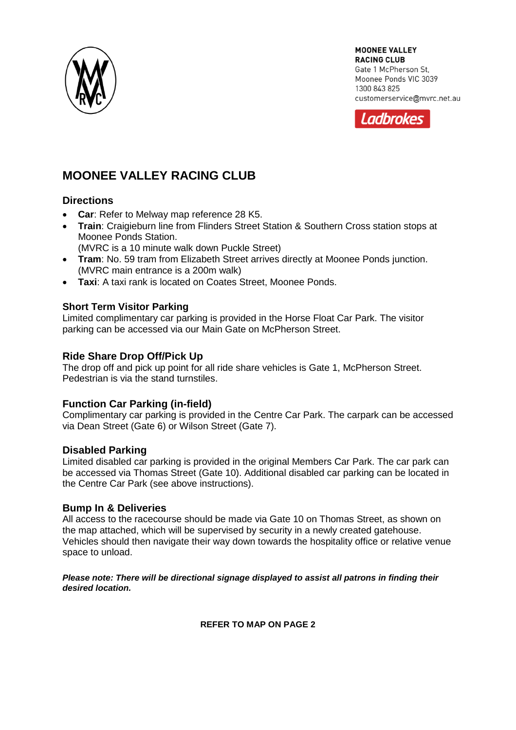**MOONEE VALLEY RACING CLUB**
Gate 1 McPherson St,
Moonee Ponds VIC 3039
1300 843 825
customerservice@mvrc.net.au

Ladbrokes

# MOONEE VALLEY RACING CLUB

## Directions

- **Car**: Refer to Melway map reference 28 K5.
- **Train**: Craigieburn line from Flinders Street Station & Southern Cross station stops at Moonee Ponds Station.
  (MVRC is a 10 minute walk down Puckle Street)
- **Tram**: No. 59 tram from Elizabeth Street arrives directly at Moonee Ponds junction. (MVRC main entrance is a 200m walk)
- **Taxi**: A taxi rank is located on Coates Street, Moonee Ponds.

## Short Term Visitor Parking

Limited complimentary car parking is provided in the Horse Float Car Park. The visitor parking can be accessed via our Main Gate on McPherson Street.

## Ride Share Drop Off/Pick Up

The drop off and pick up point for all ride share vehicles is Gate 1, McPherson Street. Pedestrian is via the stand turnstiles.

## Function Car Parking (in-field)

Complimentary car parking is provided in the Centre Car Park. The carpark can be accessed via Dean Street (Gate 6) or Wilson Street (Gate 7).

## Disabled Parking

Limited disabled car parking is provided in the original Members Car Park. The car park can be accessed via Thomas Street (Gate 10). Additional disabled car parking can be located in the Centre Car Park (see above instructions).

## Bump In & Deliveries

All access to the racecourse should be made via Gate 10 on Thomas Street, as shown on the map attached, which will be supervised by security in a newly created gatehouse. Vehicles should then navigate their way down towards the hospitality office or relative venue space to unload.

***Please note: There will be directional signage displayed to assist all patrons in finding their desired location.***

**REFER TO MAP ON PAGE 2**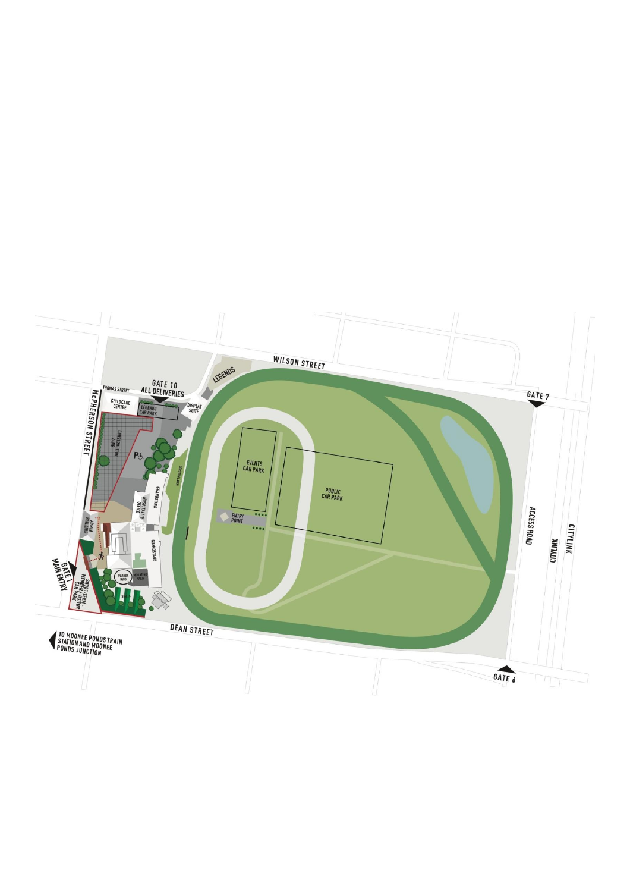WILSON STREET

LEGENDS

GATE 10
ALL DELIVERIES

THOMAS STREET

CHILDCARE CENTRE

LEGENDS CAR PARK

DISPLAY SUITE

GATE 7

McPHERSON STREET

CONSTRUCTION ZONE

GRANDSTAND

HOSPITALITY OFFICE

ADMIN BUILDING

EVENTS CAR PARK

PUBLIC CAR PARK

ENTRY POINT

GRANDSTAND

GATE 1
MAIN ENTRY

SHORT-TERM MEMBER/VISITOR CAR PARK

PARADE RING

MOUNTING YARD

STALLS

ACCESS ROAD

CITYLINK

CITYLINK

DEAN STREET

TO MOONEE PONDS TRAIN STATION AND MOONEE PONDS JUNCTION

GATE 6